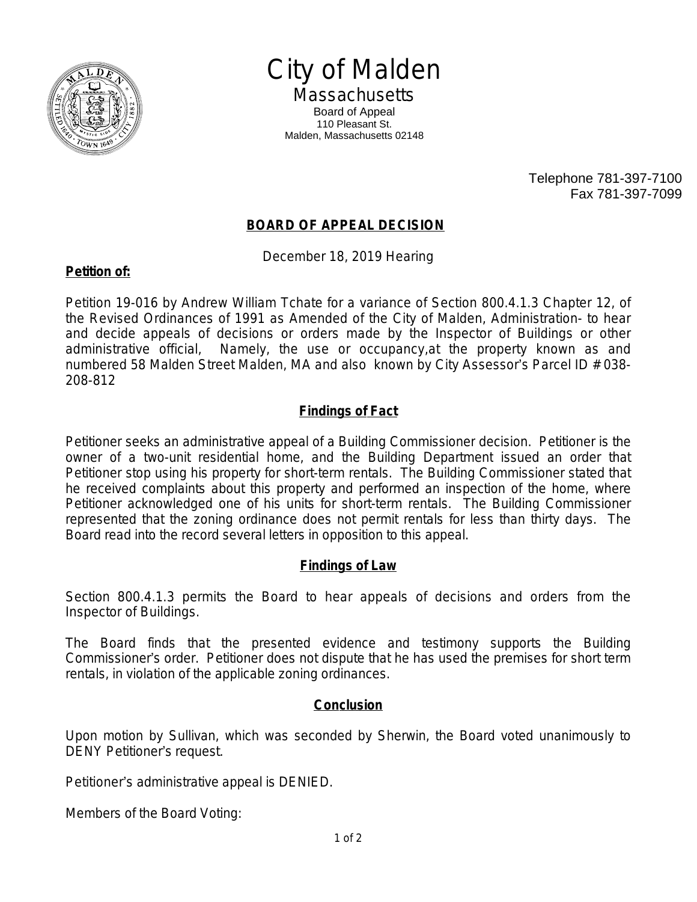# City of Malden

## Massachusetts

Board of Appeal
110 Pleasant St.
Malden, Massachusetts 02148

Telephone 781-397-7100
Fax 781-397-7099

## BOARD OF APPEAL DECISION

December 18, 2019 Hearing

**Petition of:**

Petition 19-016 by Andrew William Tchate for a variance of Section 800.4.1.3 Chapter 12, of the Revised Ordinances of 1991 as Amended of the City of Malden, Administration- to hear and decide appeals of decisions or orders made by the Inspector of Buildings or other administrative official, Namely, the use or occupancy,at the property known as and numbered 58 Malden Street Malden, MA and also known by City Assessor's Parcel ID # 038-208-812

### Findings of Fact

Petitioner seeks an administrative appeal of a Building Commissioner decision. Petitioner is the owner of a two-unit residential home, and the Building Department issued an order that Petitioner stop using his property for short-term rentals. The Building Commissioner stated that he received complaints about this property and performed an inspection of the home, where Petitioner acknowledged one of his units for short-term rentals. The Building Commissioner represented that the zoning ordinance does not permit rentals for less than thirty days. The Board read into the record several letters in opposition to this appeal.

### Findings of Law

Section 800.4.1.3 permits the Board to hear appeals of decisions and orders from the Inspector of Buildings.

The Board finds that the presented evidence and testimony supports the Building Commissioner's order. Petitioner does not dispute that he has used the premises for short term rentals, in violation of the applicable zoning ordinances.

### Conclusion

Upon motion by Sullivan, which was seconded by Sherwin, the Board voted unanimously to DENY Petitioner's request.

Petitioner's administrative appeal is DENIED.

Members of the Board Voting: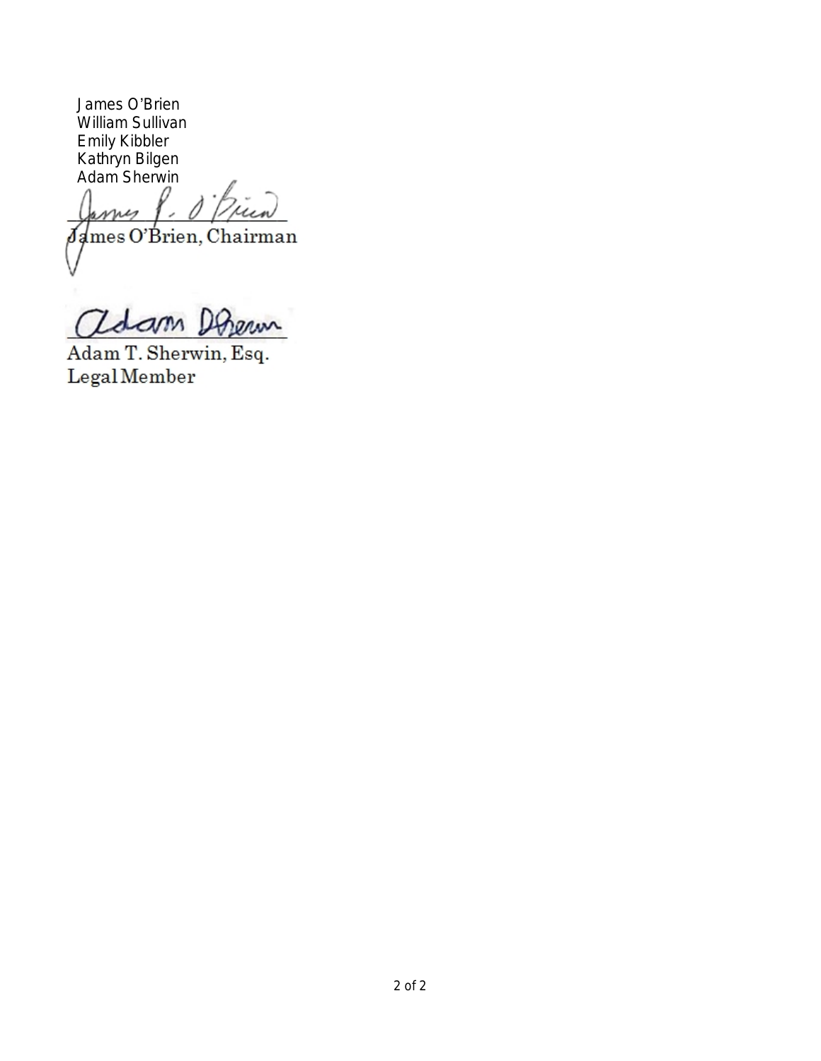James O'Brien
William Sullivan
Emily Kibbler
Kathryn Bilgen
Adam Sherwin

James O'Brien, Chairman

Adam T. Sherwin, Esq.
Legal Member